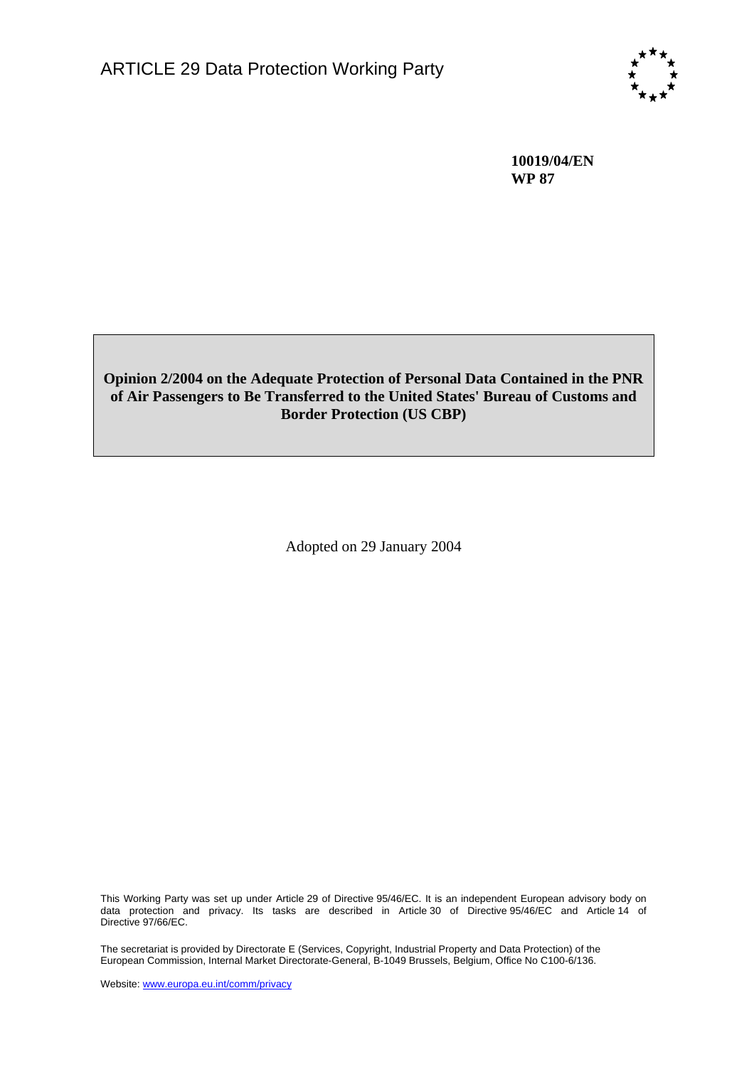ARTICLE 29 Data Protection Working Party

**10019/04/EN**
**WP 87**

# Opinion 2/2004 on the Adequate Protection of Personal Data Contained in the PNR of Air Passengers to Be Transferred to the United States' Bureau of Customs and Border Protection (US CBP)

Adopted on 29 January 2004

This Working Party was set up under Article 29 of Directive 95/46/EC. It is an independent European advisory body on data protection and privacy. Its tasks are described in Article 30 of Directive 95/46/EC and Article 14 of Directive 97/66/EC.

The secretariat is provided by Directorate E (Services, Copyright, Industrial Property and Data Protection) of the European Commission, Internal Market Directorate-General, B-1049 Brussels, Belgium, Office No C100-6/136.

Website: www.europa.eu.int/comm/privacy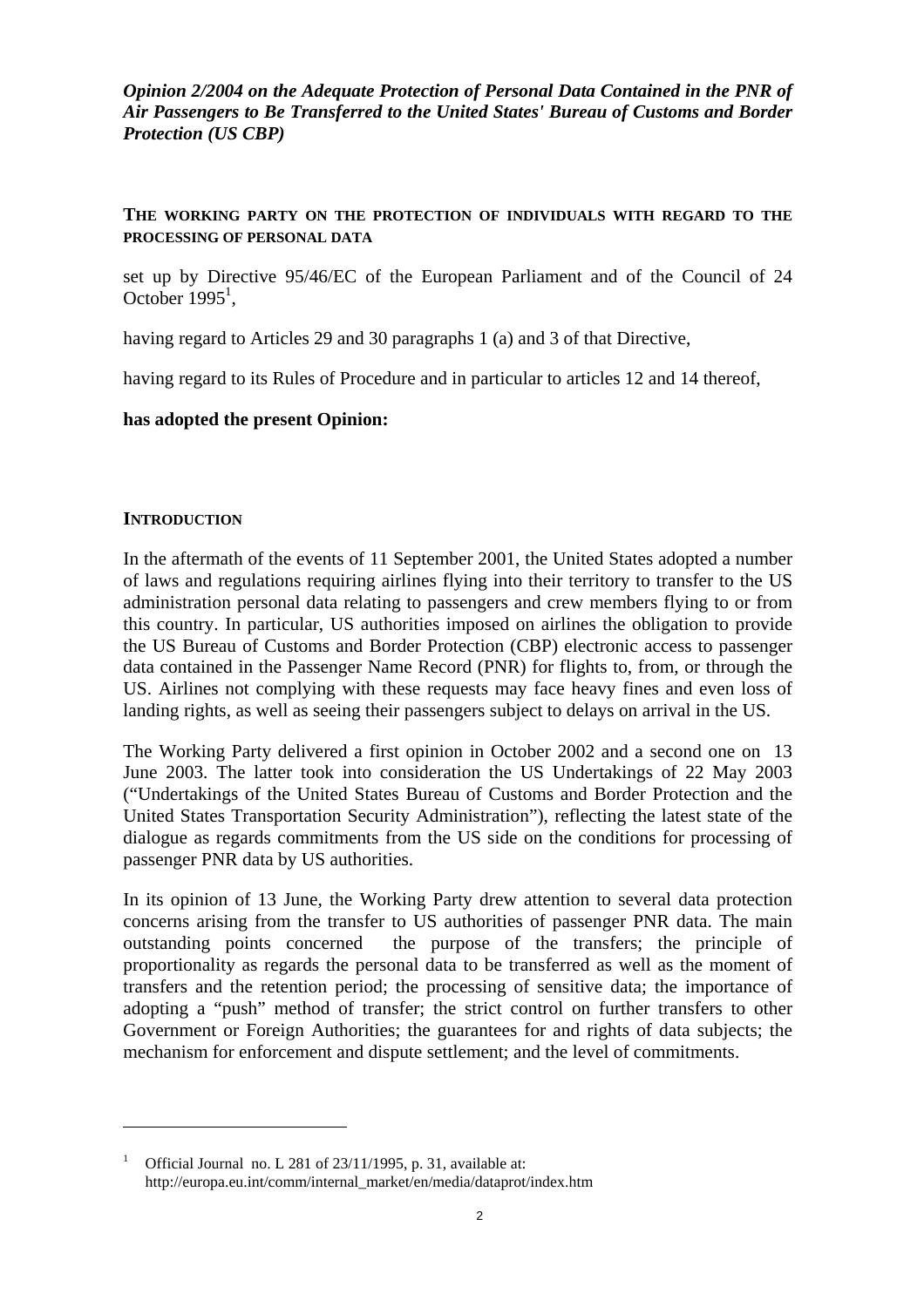***Opinion 2/2004 on the Adequate Protection of Personal Data Contained in the PNR of Air Passengers to Be Transferred to the United States' Bureau of Customs and Border Protection (US CBP)***

**THE WORKING PARTY ON THE PROTECTION OF INDIVIDUALS WITH REGARD TO THE PROCESSING OF PERSONAL DATA**

set up by Directive 95/46/EC of the European Parliament and of the Council of 24 October 1995[1],

having regard to Articles 29 and 30 paragraphs 1 (a) and 3 of that Directive,

having regard to its Rules of Procedure and in particular to articles 12 and 14 thereof,

**has adopted the present Opinion:**

## INTRODUCTION

In the aftermath of the events of 11 September 2001, the United States adopted a number of laws and regulations requiring airlines flying into their territory to transfer to the US administration personal data relating to passengers and crew members flying to or from this country. In particular, US authorities imposed on airlines the obligation to provide the US Bureau of Customs and Border Protection (CBP) electronic access to passenger data contained in the Passenger Name Record (PNR) for flights to, from, or through the US. Airlines not complying with these requests may face heavy fines and even loss of landing rights, as well as seeing their passengers subject to delays on arrival in the US.

The Working Party delivered a first opinion in October 2002 and a second one on 13 June 2003. The latter took into consideration the US Undertakings of 22 May 2003 ("Undertakings of the United States Bureau of Customs and Border Protection and the United States Transportation Security Administration"), reflecting the latest state of the dialogue as regards commitments from the US side on the conditions for processing of passenger PNR data by US authorities.

In its opinion of 13 June, the Working Party drew attention to several data protection concerns arising from the transfer to US authorities of passenger PNR data. The main outstanding points concerned the purpose of the transfers; the principle of proportionality as regards the personal data to be transferred as well as the moment of transfers and the retention period; the processing of sensitive data; the importance of adopting a "push" method of transfer; the strict control on further transfers to other Government or Foreign Authorities; the guarantees for and rights of data subjects; the mechanism for enforcement and dispute settlement; and the level of commitments.

---

[1] Official Journal no. L 281 of 23/11/1995, p. 31, available at: http://europa.eu.int/comm/internal_market/en/media/dataprot/index.htm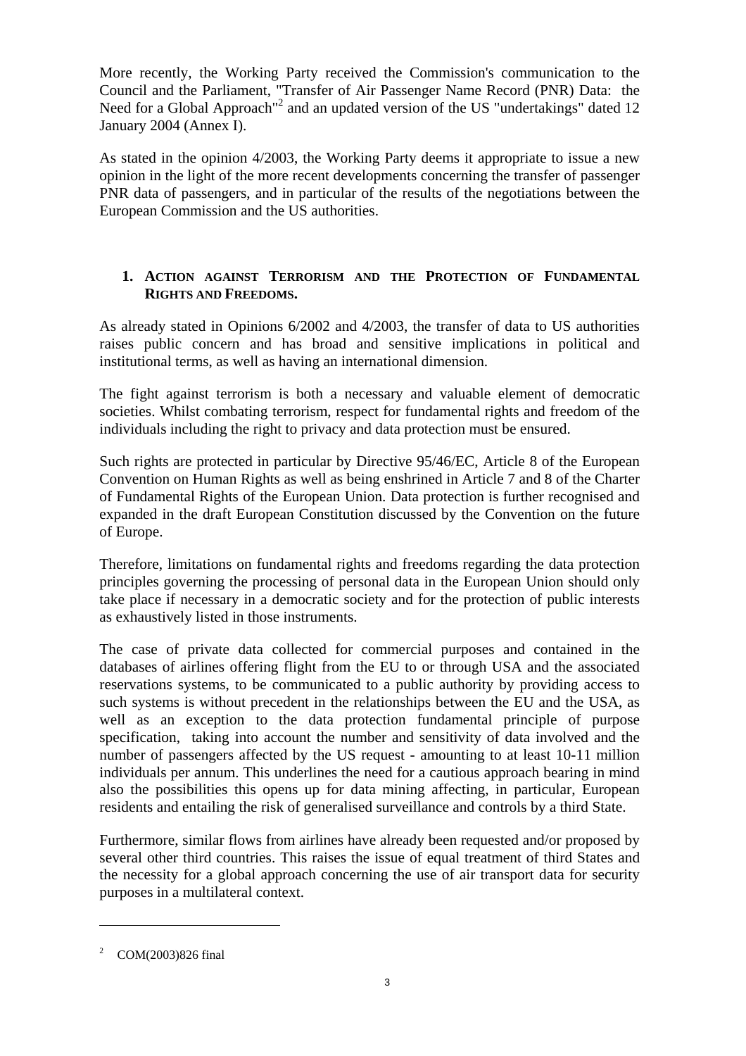More recently, the Working Party received the Commission's communication to the Council and the Parliament, "Transfer of Air Passenger Name Record (PNR) Data: the Need for a Global Approach"[2] and an updated version of the US "undertakings" dated 12 January 2004 (Annex I).

As stated in the opinion 4/2003, the Working Party deems it appropriate to issue a new opinion in the light of the more recent developments concerning the transfer of passenger PNR data of passengers, and in particular of the results of the negotiations between the European Commission and the US authorities.

## 1. ACTION AGAINST TERRORISM AND THE PROTECTION OF FUNDAMENTAL RIGHTS AND FREEDOMS.

As already stated in Opinions 6/2002 and 4/2003, the transfer of data to US authorities raises public concern and has broad and sensitive implications in political and institutional terms, as well as having an international dimension.

The fight against terrorism is both a necessary and valuable element of democratic societies. Whilst combating terrorism, respect for fundamental rights and freedom of the individuals including the right to privacy and data protection must be ensured.

Such rights are protected in particular by Directive 95/46/EC, Article 8 of the European Convention on Human Rights as well as being enshrined in Article 7 and 8 of the Charter of Fundamental Rights of the European Union. Data protection is further recognised and expanded in the draft European Constitution discussed by the Convention on the future of Europe.

Therefore, limitations on fundamental rights and freedoms regarding the data protection principles governing the processing of personal data in the European Union should only take place if necessary in a democratic society and for the protection of public interests as exhaustively listed in those instruments.

The case of private data collected for commercial purposes and contained in the databases of airlines offering flight from the EU to or through USA and the associated reservations systems, to be communicated to a public authority by providing access to such systems is without precedent in the relationships between the EU and the USA, as well as an exception to the data protection fundamental principle of purpose specification, taking into account the number and sensitivity of data involved and the number of passengers affected by the US request - amounting to at least 10-11 million individuals per annum. This underlines the need for a cautious approach bearing in mind also the possibilities this opens up for data mining affecting, in particular, European residents and entailing the risk of generalised surveillance and controls by a third State.

Furthermore, similar flows from airlines have already been requested and/or proposed by several other third countries. This raises the issue of equal treatment of third States and the necessity for a global approach concerning the use of air transport data for security purposes in a multilateral context.

---

[2] COM(2003)826 final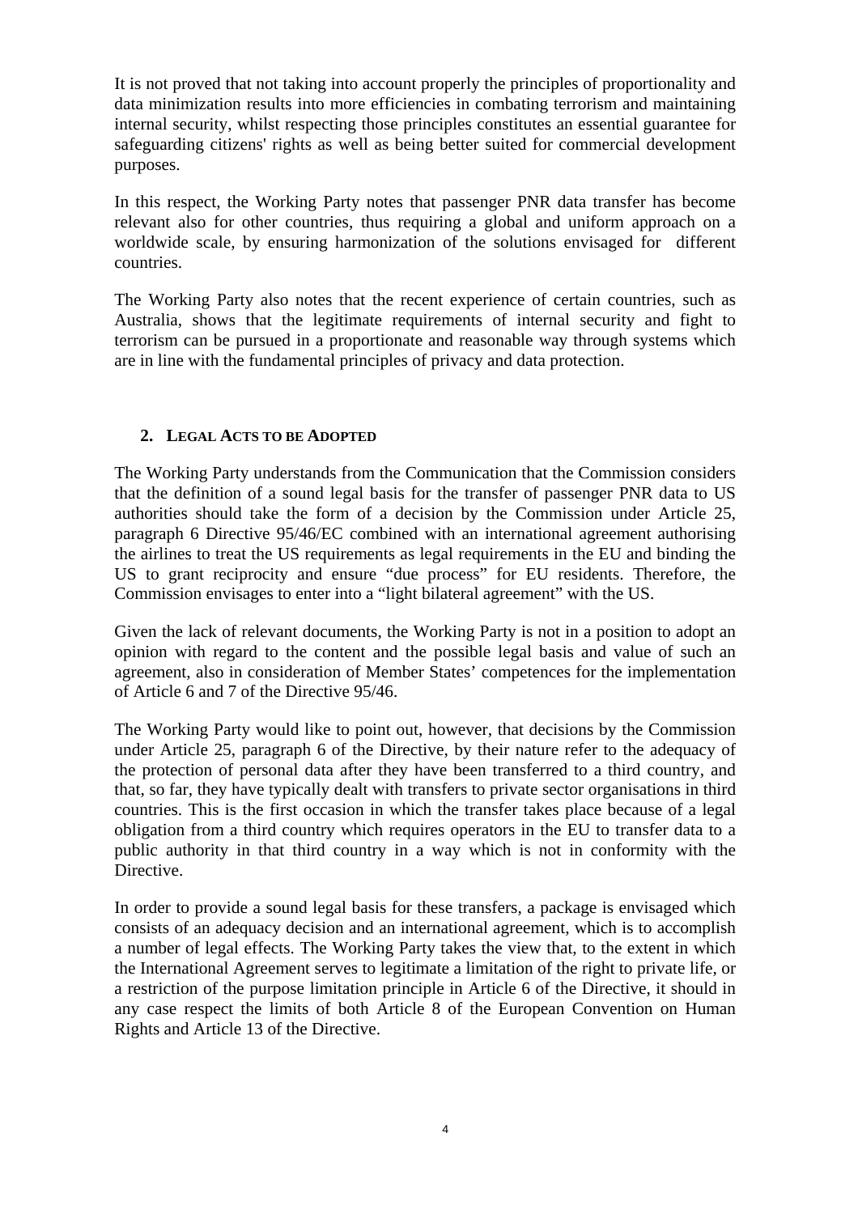It is not proved that not taking into account properly the principles of proportionality and data minimization results into more efficiencies in combating terrorism and maintaining internal security, whilst respecting those principles constitutes an essential guarantee for safeguarding citizens' rights as well as being better suited for commercial development purposes.

In this respect, the Working Party notes that passenger PNR data transfer has become relevant also for other countries, thus requiring a global and uniform approach on a worldwide scale, by ensuring harmonization of the solutions envisaged for different countries.

The Working Party also notes that the recent experience of certain countries, such as Australia, shows that the legitimate requirements of internal security and fight to terrorism can be pursued in a proportionate and reasonable way through systems which are in line with the fundamental principles of privacy and data protection.

## 2. LEGAL ACTS TO BE ADOPTED

The Working Party understands from the Communication that the Commission considers that the definition of a sound legal basis for the transfer of passenger PNR data to US authorities should take the form of a decision by the Commission under Article 25, paragraph 6 Directive 95/46/EC combined with an international agreement authorising the airlines to treat the US requirements as legal requirements in the EU and binding the US to grant reciprocity and ensure "due process" for EU residents. Therefore, the Commission envisages to enter into a "light bilateral agreement" with the US.

Given the lack of relevant documents, the Working Party is not in a position to adopt an opinion with regard to the content and the possible legal basis and value of such an agreement, also in consideration of Member States' competences for the implementation of Article 6 and 7 of the Directive 95/46.

The Working Party would like to point out, however, that decisions by the Commission under Article 25, paragraph 6 of the Directive, by their nature refer to the adequacy of the protection of personal data after they have been transferred to a third country, and that, so far, they have typically dealt with transfers to private sector organisations in third countries. This is the first occasion in which the transfer takes place because of a legal obligation from a third country which requires operators in the EU to transfer data to a public authority in that third country in a way which is not in conformity with the Directive.

In order to provide a sound legal basis for these transfers, a package is envisaged which consists of an adequacy decision and an international agreement, which is to accomplish a number of legal effects. The Working Party takes the view that, to the extent in which the International Agreement serves to legitimate a limitation of the right to private life, or a restriction of the purpose limitation principle in Article 6 of the Directive, it should in any case respect the limits of both Article 8 of the European Convention on Human Rights and Article 13 of the Directive.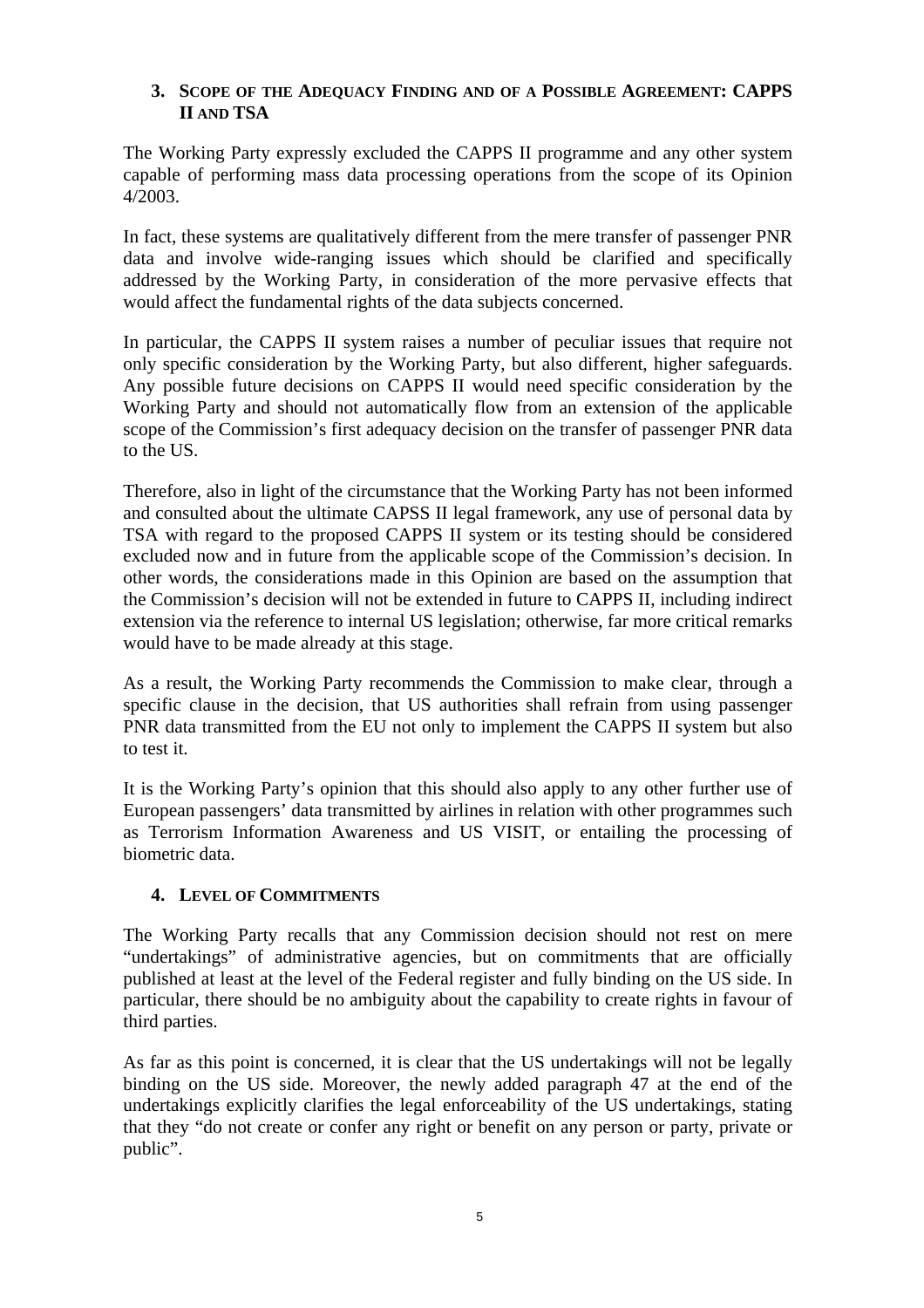## 3. Scope of the Adequacy Finding and of a Possible Agreement: CAPPS II and TSA

The Working Party expressly excluded the CAPPS II programme and any other system capable of performing mass data processing operations from the scope of its Opinion 4/2003.

In fact, these systems are qualitatively different from the mere transfer of passenger PNR data and involve wide-ranging issues which should be clarified and specifically addressed by the Working Party, in consideration of the more pervasive effects that would affect the fundamental rights of the data subjects concerned.

In particular, the CAPPS II system raises a number of peculiar issues that require not only specific consideration by the Working Party, but also different, higher safeguards. Any possible future decisions on CAPPS II would need specific consideration by the Working Party and should not automatically flow from an extension of the applicable scope of the Commission's first adequacy decision on the transfer of passenger PNR data to the US.

Therefore, also in light of the circumstance that the Working Party has not been informed and consulted about the ultimate CAPSS II legal framework, any use of personal data by TSA with regard to the proposed CAPPS II system or its testing should be considered excluded now and in future from the applicable scope of the Commission's decision. In other words, the considerations made in this Opinion are based on the assumption that the Commission's decision will not be extended in future to CAPPS II, including indirect extension via the reference to internal US legislation; otherwise, far more critical remarks would have to be made already at this stage.

As a result, the Working Party recommends the Commission to make clear, through a specific clause in the decision, that US authorities shall refrain from using passenger PNR data transmitted from the EU not only to implement the CAPPS II system but also to test it.

It is the Working Party's opinion that this should also apply to any other further use of European passengers' data transmitted by airlines in relation with other programmes such as Terrorism Information Awareness and US VISIT, or entailing the processing of biometric data.

## 4. Level of Commitments

The Working Party recalls that any Commission decision should not rest on mere "undertakings" of administrative agencies, but on commitments that are officially published at least at the level of the Federal register and fully binding on the US side. In particular, there should be no ambiguity about the capability to create rights in favour of third parties.

As far as this point is concerned, it is clear that the US undertakings will not be legally binding on the US side. Moreover, the newly added paragraph 47 at the end of the undertakings explicitly clarifies the legal enforceability of the US undertakings, stating that they "do not create or confer any right or benefit on any person or party, private or public".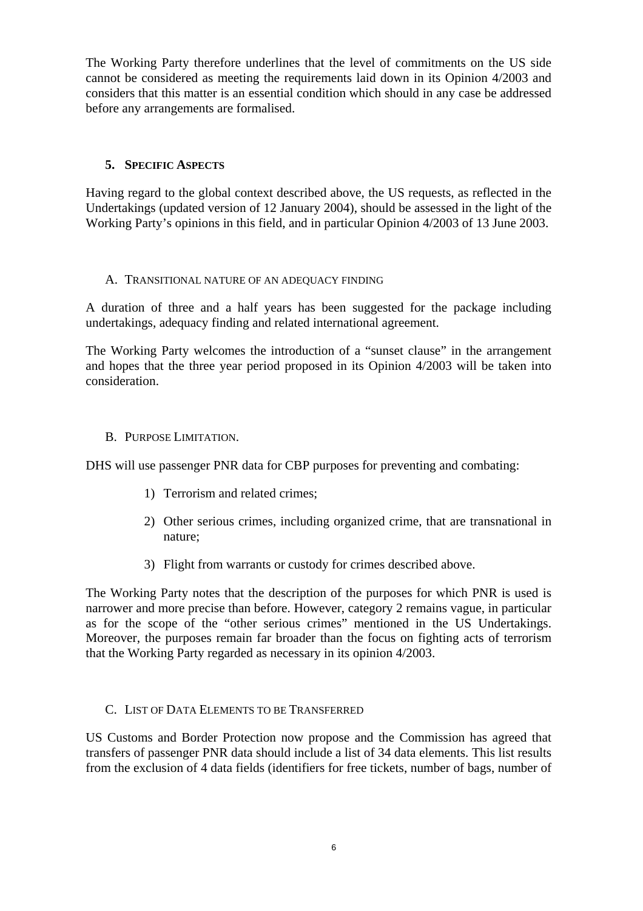The Working Party therefore underlines that the level of commitments on the US side cannot be considered as meeting the requirements laid down in its Opinion 4/2003 and considers that this matter is an essential condition which should in any case be addressed before any arrangements are formalised.

## 5. Specific Aspects

Having regard to the global context described above, the US requests, as reflected in the Undertakings (updated version of 12 January 2004), should be assessed in the light of the Working Party's opinions in this field, and in particular Opinion 4/2003 of 13 June 2003.

### A. Transitional nature of an adequacy finding

A duration of three and a half years has been suggested for the package including undertakings, adequacy finding and related international agreement.

The Working Party welcomes the introduction of a "sunset clause" in the arrangement and hopes that the three year period proposed in its Opinion 4/2003 will be taken into consideration.

### B. Purpose Limitation.

DHS will use passenger PNR data for CBP purposes for preventing and combating:

1) Terrorism and related crimes;
2) Other serious crimes, including organized crime, that are transnational in nature;
3) Flight from warrants or custody for crimes described above.

The Working Party notes that the description of the purposes for which PNR is used is narrower and more precise than before. However, category 2 remains vague, in particular as for the scope of the "other serious crimes" mentioned in the US Undertakings. Moreover, the purposes remain far broader than the focus on fighting acts of terrorism that the Working Party regarded as necessary in its opinion 4/2003.

### C. List of Data Elements to be Transferred

US Customs and Border Protection now propose and the Commission has agreed that transfers of passenger PNR data should include a list of 34 data elements. This list results from the exclusion of 4 data fields (identifiers for free tickets, number of bags, number of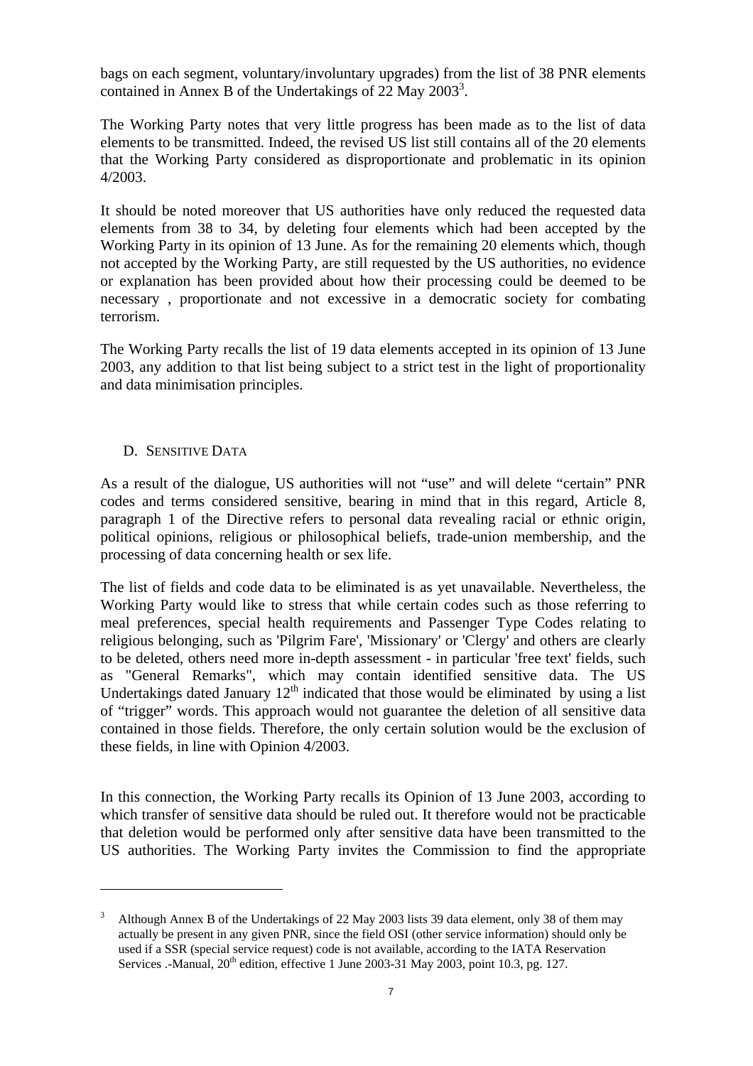bags on each segment, voluntary/involuntary upgrades) from the list of 38 PNR elements contained in Annex B of the Undertakings of 22 May 2003[3].

The Working Party notes that very little progress has been made as to the list of data elements to be transmitted. Indeed, the revised US list still contains all of the 20 elements that the Working Party considered as disproportionate and problematic in its opinion 4/2003.

It should be noted moreover that US authorities have only reduced the requested data elements from 38 to 34, by deleting four elements which had been accepted by the Working Party in its opinion of 13 June. As for the remaining 20 elements which, though not accepted by the Working Party, are still requested by the US authorities, no evidence or explanation has been provided about how their processing could be deemed to be necessary , proportionate and not excessive in a democratic society for combating terrorism.

The Working Party recalls the list of 19 data elements accepted in its opinion of 13 June 2003, any addition to that list being subject to a strict test in the light of proportionality and data minimisation principles.

### D. SENSITIVE DATA

As a result of the dialogue, US authorities will not "use" and will delete "certain" PNR codes and terms considered sensitive, bearing in mind that in this regard, Article 8, paragraph 1 of the Directive refers to personal data revealing racial or ethnic origin, political opinions, religious or philosophical beliefs, trade-union membership, and the processing of data concerning health or sex life.

The list of fields and code data to be eliminated is as yet unavailable. Nevertheless, the Working Party would like to stress that while certain codes such as those referring to meal preferences, special health requirements and Passenger Type Codes relating to religious belonging, such as 'Pilgrim Fare', 'Missionary' or 'Clergy' and others are clearly to be deleted, others need more in-depth assessment - in particular 'free text' fields, such as "General Remarks", which may contain identified sensitive data. The US Undertakings dated January 12th indicated that those would be eliminated by using a list of "trigger" words. This approach would not guarantee the deletion of all sensitive data contained in those fields. Therefore, the only certain solution would be the exclusion of these fields, in line with Opinion 4/2003.

In this connection, the Working Party recalls its Opinion of 13 June 2003, according to which transfer of sensitive data should be ruled out. It therefore would not be practicable that deletion would be performed only after sensitive data have been transmitted to the US authorities. The Working Party invites the Commission to find the appropriate

---

[3] Although Annex B of the Undertakings of 22 May 2003 lists 39 data element, only 38 of them may actually be present in any given PNR, since the field OSI (other service information) should only be used if a SSR (special service request) code is not available, according to the IATA Reservation Services .-Manual, 20th edition, effective 1 June 2003-31 May 2003, point 10.3, pg. 127.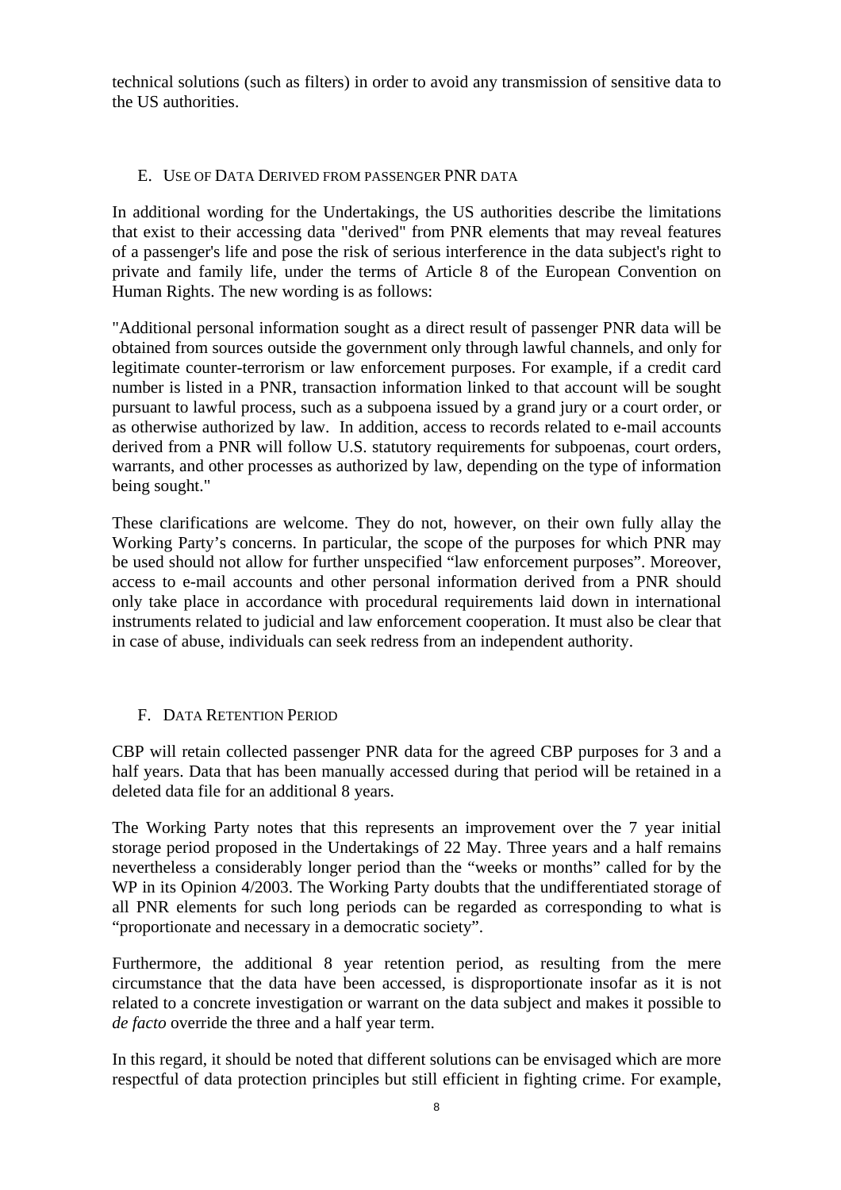technical solutions (such as filters) in order to avoid any transmission of sensitive data to the US authorities.

## E. USE OF DATA DERIVED FROM PASSENGER PNR DATA

In additional wording for the Undertakings, the US authorities describe the limitations that exist to their accessing data "derived" from PNR elements that may reveal features of a passenger's life and pose the risk of serious interference in the data subject's right to private and family life, under the terms of Article 8 of the European Convention on Human Rights. The new wording is as follows:

"Additional personal information sought as a direct result of passenger PNR data will be obtained from sources outside the government only through lawful channels, and only for legitimate counter-terrorism or law enforcement purposes. For example, if a credit card number is listed in a PNR, transaction information linked to that account will be sought pursuant to lawful process, such as a subpoena issued by a grand jury or a court order, or as otherwise authorized by law. In addition, access to records related to e-mail accounts derived from a PNR will follow U.S. statutory requirements for subpoenas, court orders, warrants, and other processes as authorized by law, depending on the type of information being sought."

These clarifications are welcome. They do not, however, on their own fully allay the Working Party's concerns. In particular, the scope of the purposes for which PNR may be used should not allow for further unspecified "law enforcement purposes". Moreover, access to e-mail accounts and other personal information derived from a PNR should only take place in accordance with procedural requirements laid down in international instruments related to judicial and law enforcement cooperation. It must also be clear that in case of abuse, individuals can seek redress from an independent authority.

## F. DATA RETENTION PERIOD

CBP will retain collected passenger PNR data for the agreed CBP purposes for 3 and a half years. Data that has been manually accessed during that period will be retained in a deleted data file for an additional 8 years.

The Working Party notes that this represents an improvement over the 7 year initial storage period proposed in the Undertakings of 22 May. Three years and a half remains nevertheless a considerably longer period than the "weeks or months" called for by the WP in its Opinion 4/2003. The Working Party doubts that the undifferentiated storage of all PNR elements for such long periods can be regarded as corresponding to what is "proportionate and necessary in a democratic society".

Furthermore, the additional 8 year retention period, as resulting from the mere circumstance that the data have been accessed, is disproportionate insofar as it is not related to a concrete investigation or warrant on the data subject and makes it possible to *de facto* override the three and a half year term.

In this regard, it should be noted that different solutions can be envisaged which are more respectful of data protection principles but still efficient in fighting crime. For example,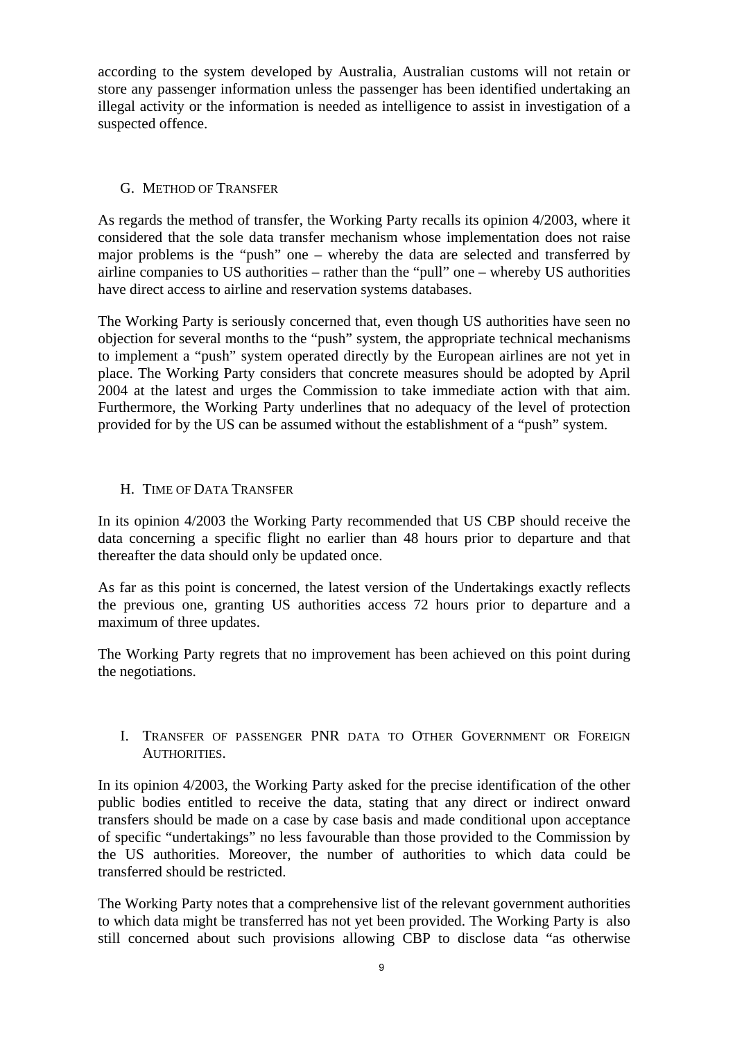according to the system developed by Australia, Australian customs will not retain or store any passenger information unless the passenger has been identified undertaking an illegal activity or the information is needed as intelligence to assist in investigation of a suspected offence.

### G. METHOD OF TRANSFER

As regards the method of transfer, the Working Party recalls its opinion 4/2003, where it considered that the sole data transfer mechanism whose implementation does not raise major problems is the "push" one – whereby the data are selected and transferred by airline companies to US authorities – rather than the "pull" one – whereby US authorities have direct access to airline and reservation systems databases.

The Working Party is seriously concerned that, even though US authorities have seen no objection for several months to the "push" system, the appropriate technical mechanisms to implement a "push" system operated directly by the European airlines are not yet in place. The Working Party considers that concrete measures should be adopted by April 2004 at the latest and urges the Commission to take immediate action with that aim. Furthermore, the Working Party underlines that no adequacy of the level of protection provided for by the US can be assumed without the establishment of a "push" system.

### H. TIME OF DATA TRANSFER

In its opinion 4/2003 the Working Party recommended that US CBP should receive the data concerning a specific flight no earlier than 48 hours prior to departure and that thereafter the data should only be updated once.

As far as this point is concerned, the latest version of the Undertakings exactly reflects the previous one, granting US authorities access 72 hours prior to departure and a maximum of three updates.

The Working Party regrets that no improvement has been achieved on this point during the negotiations.

### I. TRANSFER OF PASSENGER PNR DATA TO OTHER GOVERNMENT OR FOREIGN AUTHORITIES.

In its opinion 4/2003, the Working Party asked for the precise identification of the other public bodies entitled to receive the data, stating that any direct or indirect onward transfers should be made on a case by case basis and made conditional upon acceptance of specific "undertakings" no less favourable than those provided to the Commission by the US authorities. Moreover, the number of authorities to which data could be transferred should be restricted.

The Working Party notes that a comprehensive list of the relevant government authorities to which data might be transferred has not yet been provided. The Working Party is also still concerned about such provisions allowing CBP to disclose data "as otherwise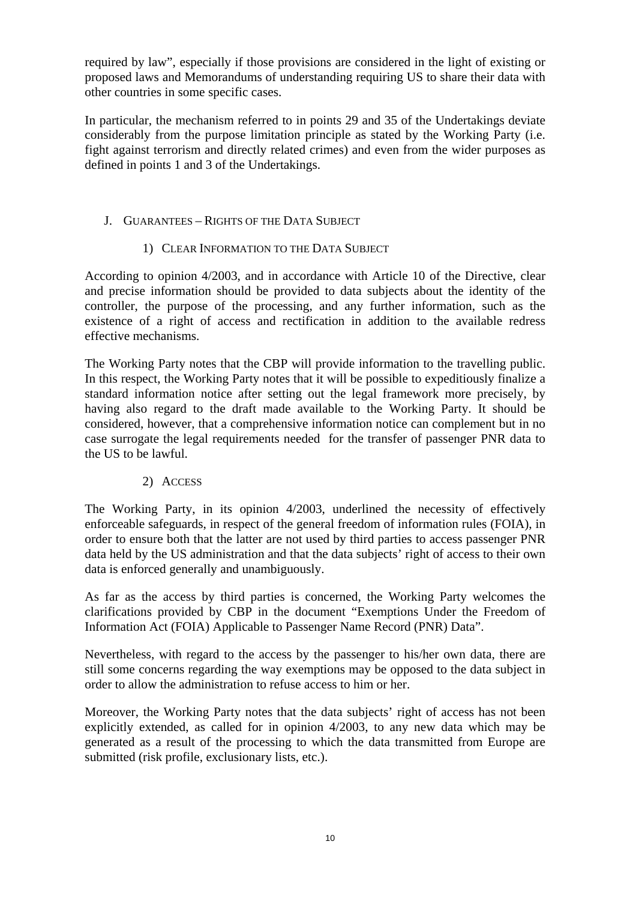required by law", especially if those provisions are considered in the light of existing or proposed laws and Memorandums of understanding requiring US to share their data with other countries in some specific cases.

In particular, the mechanism referred to in points 29 and 35 of the Undertakings deviate considerably from the purpose limitation principle as stated by the Working Party (i.e. fight against terrorism and directly related crimes) and even from the wider purposes as defined in points 1 and 3 of the Undertakings.

## J. GUARANTEES – RIGHTS OF THE DATA SUBJECT

### 1) CLEAR INFORMATION TO THE DATA SUBJECT

According to opinion 4/2003, and in accordance with Article 10 of the Directive, clear and precise information should be provided to data subjects about the identity of the controller, the purpose of the processing, and any further information, such as the existence of a right of access and rectification in addition to the available redress effective mechanisms.

The Working Party notes that the CBP will provide information to the travelling public. In this respect, the Working Party notes that it will be possible to expeditiously finalize a standard information notice after setting out the legal framework more precisely, by having also regard to the draft made available to the Working Party. It should be considered, however, that a comprehensive information notice can complement but in no case surrogate the legal requirements needed for the transfer of passenger PNR data to the US to be lawful.

### 2) ACCESS

The Working Party, in its opinion 4/2003, underlined the necessity of effectively enforceable safeguards, in respect of the general freedom of information rules (FOIA), in order to ensure both that the latter are not used by third parties to access passenger PNR data held by the US administration and that the data subjects' right of access to their own data is enforced generally and unambiguously.

As far as the access by third parties is concerned, the Working Party welcomes the clarifications provided by CBP in the document "Exemptions Under the Freedom of Information Act (FOIA) Applicable to Passenger Name Record (PNR) Data".

Nevertheless, with regard to the access by the passenger to his/her own data, there are still some concerns regarding the way exemptions may be opposed to the data subject in order to allow the administration to refuse access to him or her.

Moreover, the Working Party notes that the data subjects' right of access has not been explicitly extended, as called for in opinion 4/2003, to any new data which may be generated as a result of the processing to which the data transmitted from Europe are submitted (risk profile, exclusionary lists, etc.).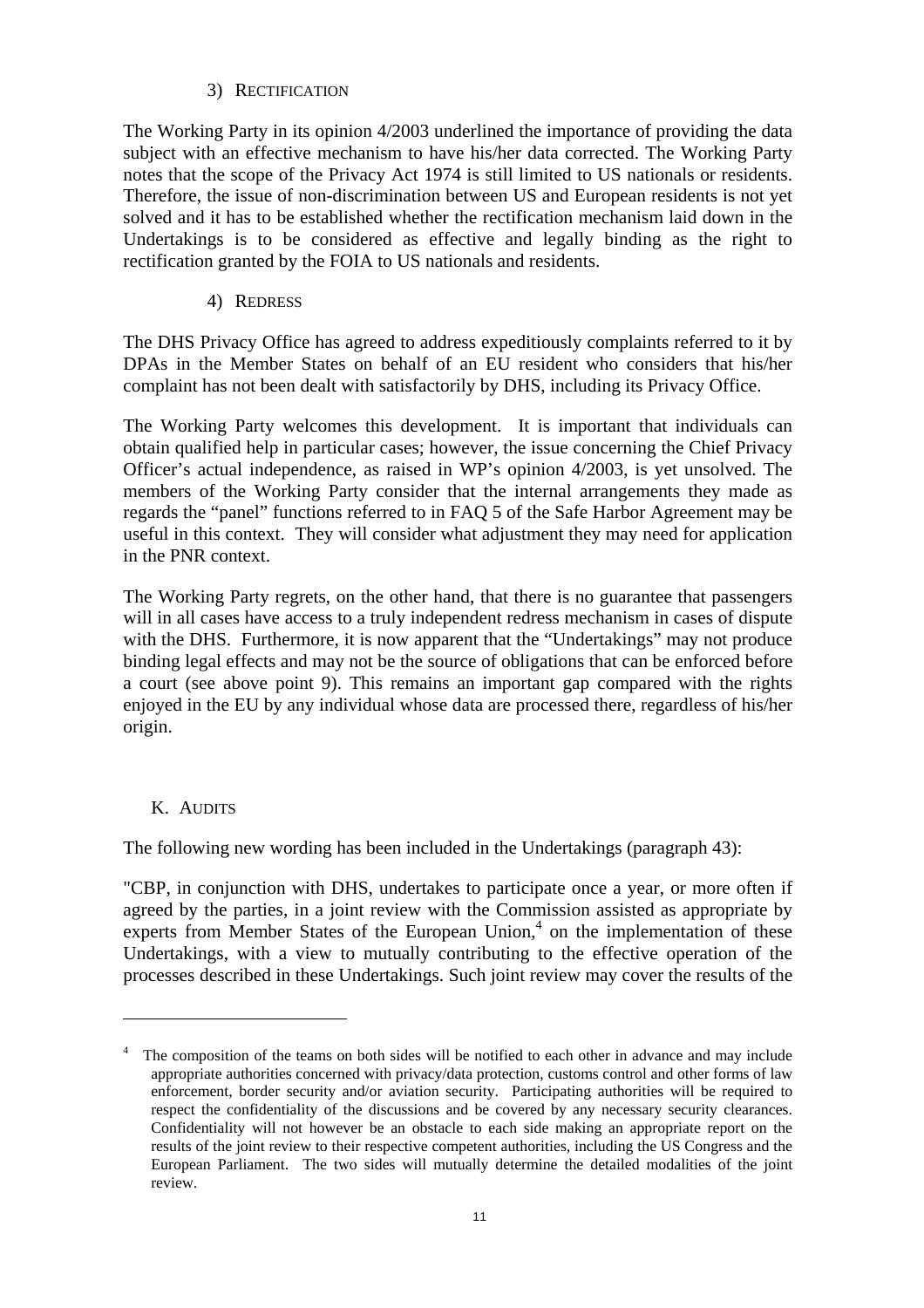### 3) Rectification

The Working Party in its opinion 4/2003 underlined the importance of providing the data subject with an effective mechanism to have his/her data corrected. The Working Party notes that the scope of the Privacy Act 1974 is still limited to US nationals or residents. Therefore, the issue of non-discrimination between US and European residents is not yet solved and it has to be established whether the rectification mechanism laid down in the Undertakings is to be considered as effective and legally binding as the right to rectification granted by the FOIA to US nationals and residents.

### 4) Redress

The DHS Privacy Office has agreed to address expeditiously complaints referred to it by DPAs in the Member States on behalf of an EU resident who considers that his/her complaint has not been dealt with satisfactorily by DHS, including its Privacy Office.

The Working Party welcomes this development. It is important that individuals can obtain qualified help in particular cases; however, the issue concerning the Chief Privacy Officer's actual independence, as raised in WP's opinion 4/2003, is yet unsolved. The members of the Working Party consider that the internal arrangements they made as regards the "panel" functions referred to in FAQ 5 of the Safe Harbor Agreement may be useful in this context. They will consider what adjustment they may need for application in the PNR context.

The Working Party regrets, on the other hand, that there is no guarantee that passengers will in all cases have access to a truly independent redress mechanism in cases of dispute with the DHS. Furthermore, it is now apparent that the "Undertakings" may not produce binding legal effects and may not be the source of obligations that can be enforced before a court (see above point 9). This remains an important gap compared with the rights enjoyed in the EU by any individual whose data are processed there, regardless of his/her origin.

## K. Audits

The following new wording has been included in the Undertakings (paragraph 43):

"CBP, in conjunction with DHS, undertakes to participate once a year, or more often if agreed by the parties, in a joint review with the Commission assisted as appropriate by experts from Member States of the European Union,[4] on the implementation of these Undertakings, with a view to mutually contributing to the effective operation of the processes described in these Undertakings. Such joint review may cover the results of the

---

[4] The composition of the teams on both sides will be notified to each other in advance and may include appropriate authorities concerned with privacy/data protection, customs control and other forms of law enforcement, border security and/or aviation security. Participating authorities will be required to respect the confidentiality of the discussions and be covered by any necessary security clearances. Confidentiality will not however be an obstacle to each side making an appropriate report on the results of the joint review to their respective competent authorities, including the US Congress and the European Parliament. The two sides will mutually determine the detailed modalities of the joint review.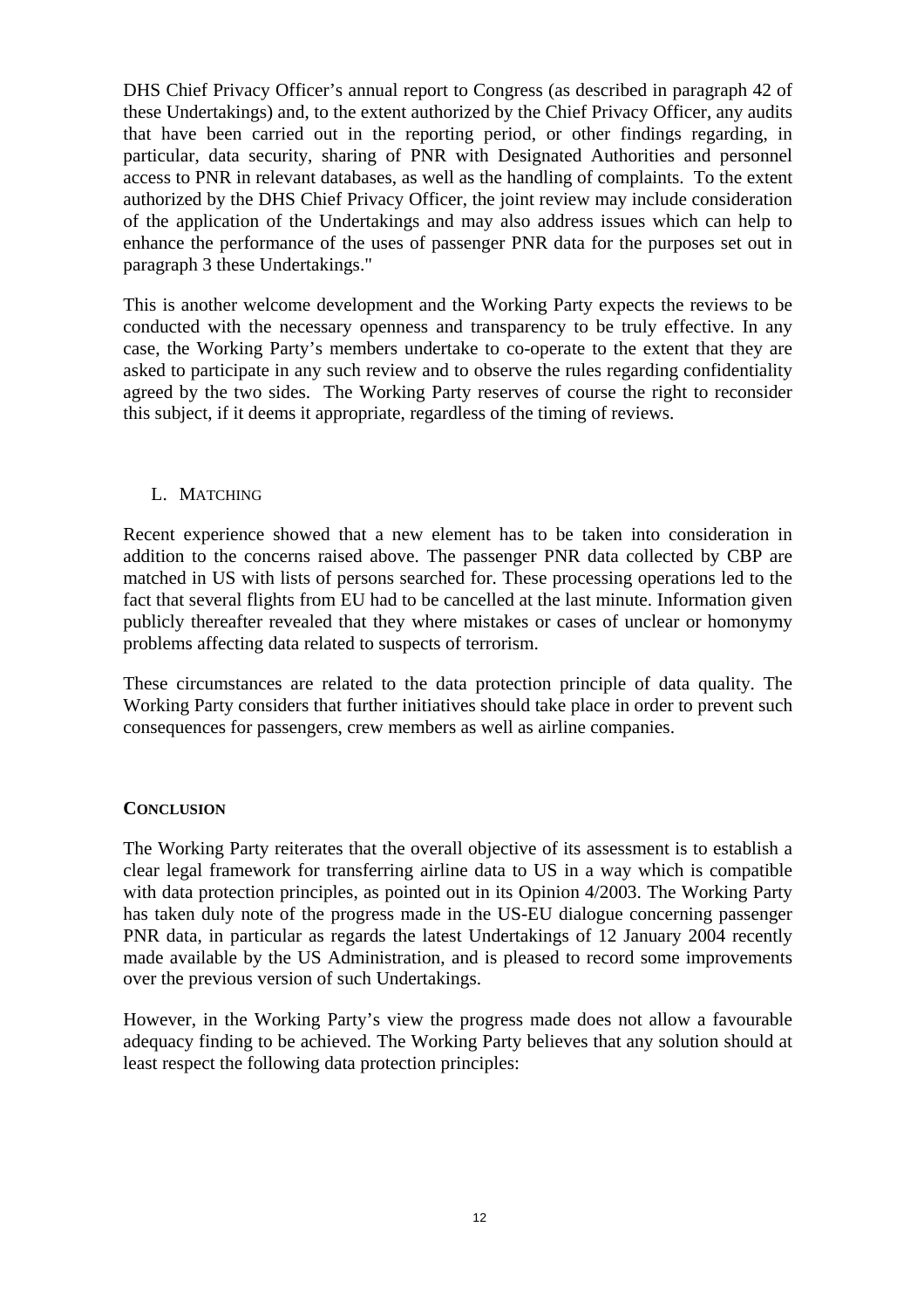DHS Chief Privacy Officer's annual report to Congress (as described in paragraph 42 of these Undertakings) and, to the extent authorized by the Chief Privacy Officer, any audits that have been carried out in the reporting period, or other findings regarding, in particular, data security, sharing of PNR with Designated Authorities and personnel access to PNR in relevant databases, as well as the handling of complaints. To the extent authorized by the DHS Chief Privacy Officer, the joint review may include consideration of the application of the Undertakings and may also address issues which can help to enhance the performance of the uses of passenger PNR data for the purposes set out in paragraph 3 these Undertakings."

This is another welcome development and the Working Party expects the reviews to be conducted with the necessary openness and transparency to be truly effective. In any case, the Working Party's members undertake to co-operate to the extent that they are asked to participate in any such review and to observe the rules regarding confidentiality agreed by the two sides. The Working Party reserves of course the right to reconsider this subject, if it deems it appropriate, regardless of the timing of reviews.

### L. Matching

Recent experience showed that a new element has to be taken into consideration in addition to the concerns raised above. The passenger PNR data collected by CBP are matched in US with lists of persons searched for. These processing operations led to the fact that several flights from EU had to be cancelled at the last minute. Information given publicly thereafter revealed that they where mistakes or cases of unclear or homonymy problems affecting data related to suspects of terrorism.

These circumstances are related to the data protection principle of data quality. The Working Party considers that further initiatives should take place in order to prevent such consequences for passengers, crew members as well as airline companies.

## Conclusion

The Working Party reiterates that the overall objective of its assessment is to establish a clear legal framework for transferring airline data to US in a way which is compatible with data protection principles, as pointed out in its Opinion 4/2003. The Working Party has taken duly note of the progress made in the US-EU dialogue concerning passenger PNR data, in particular as regards the latest Undertakings of 12 January 2004 recently made available by the US Administration, and is pleased to record some improvements over the previous version of such Undertakings.

However, in the Working Party's view the progress made does not allow a favourable adequacy finding to be achieved. The Working Party believes that any solution should at least respect the following data protection principles: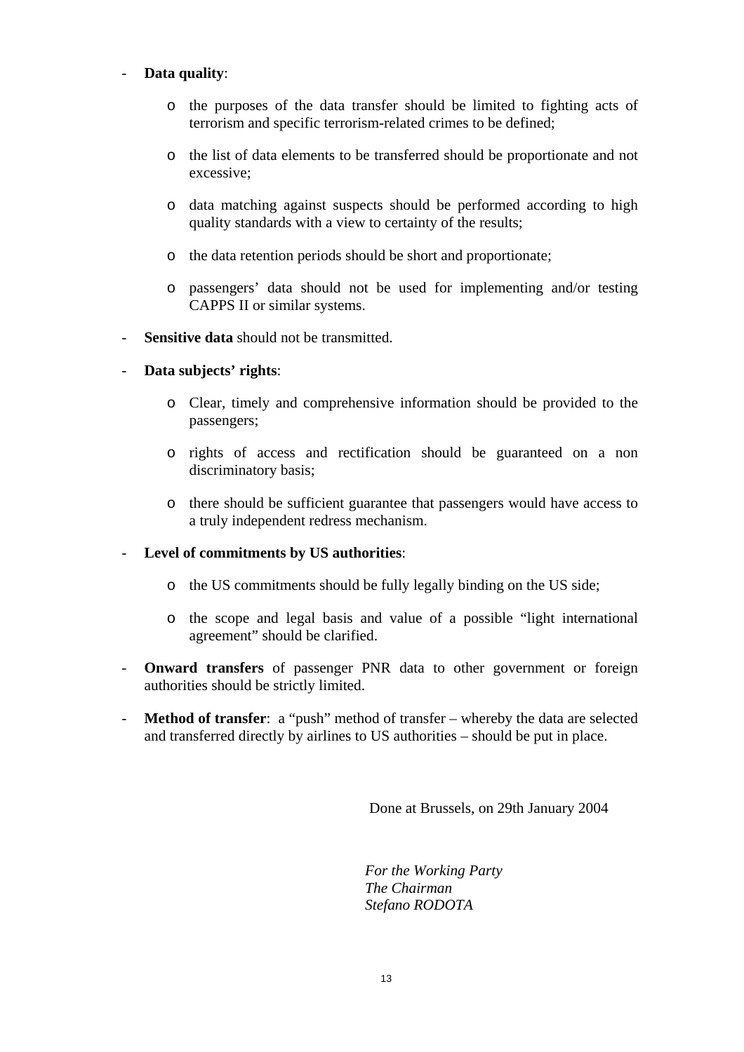- **Data quality**:

    - the purposes of the data transfer should be limited to fighting acts of terrorism and specific terrorism-related crimes to be defined;

    - the list of data elements to be transferred should be proportionate and not excessive;

    - data matching against suspects should be performed according to high quality standards with a view to certainty of the results;

    - the data retention periods should be short and proportionate;

    - passengers' data should not be used for implementing and/or testing CAPPS II or similar systems.

- **Sensitive data** should not be transmitted.

- **Data subjects' rights**:

    - Clear, timely and comprehensive information should be provided to the passengers;

    - rights of access and rectification should be guaranteed on a non discriminatory basis;

    - there should be sufficient guarantee that passengers would have access to a truly independent redress mechanism.

- **Level of commitments by US authorities**:

    - the US commitments should be fully legally binding on the US side;

    - the scope and legal basis and value of a possible "light international agreement" should be clarified.

- **Onward transfers** of passenger PNR data to other government or foreign authorities should be strictly limited.

- **Method of transfer**: a "push" method of transfer – whereby the data are selected and transferred directly by airlines to US authorities – should be put in place.

Done at Brussels, on 29th January 2004

*For the Working Party*
*The Chairman*
*Stefano RODOTA*